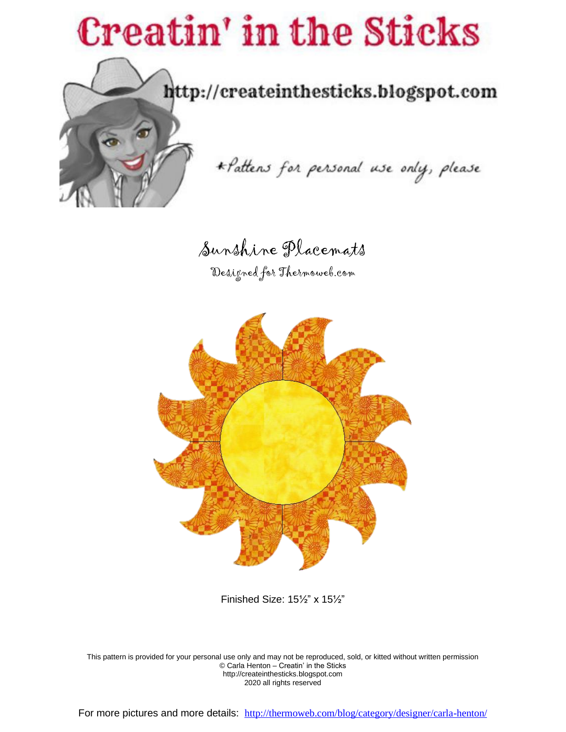# Creatin' in the Sticks

http://createinthesticks.blogspot.com

*Pattens for personal use only, please

## Sunshine Placemats

Designed for Thermoweb.com

Finished Size: 15½" x 15½"

This pattern is provided for your personal use only and may not be reproduced, sold, or kitted without written permission
© Carla Henton – Creatin' in the Sticks
http://createinthesticks.blogspot.com
2020 all rights reserved

For more pictures and more details: [http://thermoweb.com/blog/category/designer/carla-henton/](http://thermoweb.com/blog/category/designer/carla-henton/)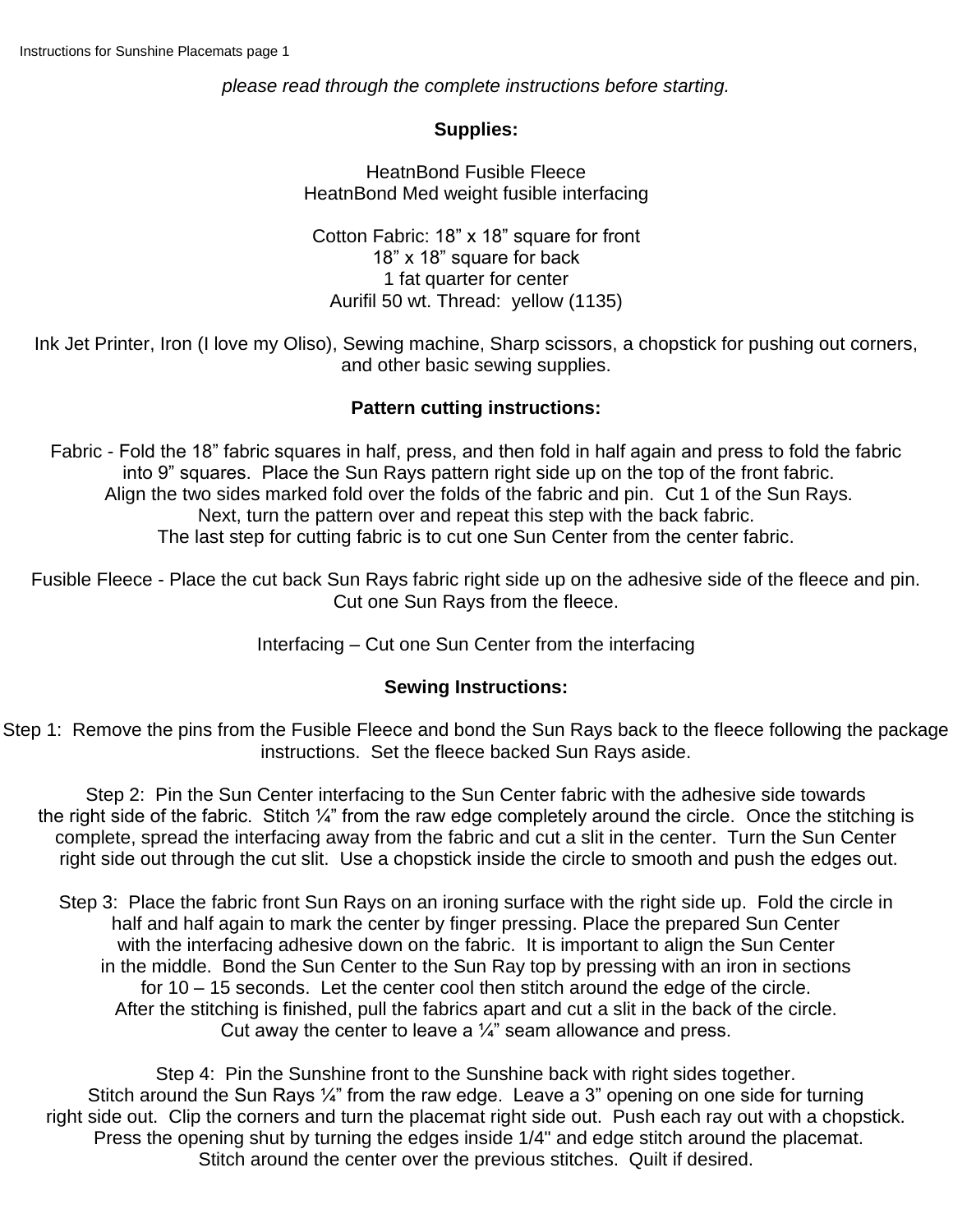*please read through the complete instructions before starting.*

**Supplies:**

HeatnBond Fusible Fleece
HeatnBond Med weight fusible interfacing

Cotton Fabric: 18” x 18” square for front
18” x 18” square for back
1 fat quarter for center
Aurifil 50 wt. Thread: yellow (1135)

Ink Jet Printer, Iron (I love my Oliso), Sewing machine, Sharp scissors, a chopstick for pushing out corners, and other basic sewing supplies.

**Pattern cutting instructions:**

Fabric - Fold the 18” fabric squares in half, press, and then fold in half again and press to fold the fabric into 9” squares. Place the Sun Rays pattern right side up on the top of the front fabric. Align the two sides marked fold over the folds of the fabric and pin. Cut 1 of the Sun Rays. Next, turn the pattern over and repeat this step with the back fabric. The last step for cutting fabric is to cut one Sun Center from the center fabric.

Fusible Fleece - Place the cut back Sun Rays fabric right side up on the adhesive side of the fleece and pin. Cut one Sun Rays from the fleece.

Interfacing – Cut one Sun Center from the interfacing

**Sewing Instructions:**

Step 1: Remove the pins from the Fusible Fleece and bond the Sun Rays back to the fleece following the package instructions. Set the fleece backed Sun Rays aside.

Step 2: Pin the Sun Center interfacing to the Sun Center fabric with the adhesive side towards the right side of the fabric. Stitch ¼” from the raw edge completely around the circle. Once the stitching is complete, spread the interfacing away from the fabric and cut a slit in the center. Turn the Sun Center right side out through the cut slit. Use a chopstick inside the circle to smooth and push the edges out.

Step 3: Place the fabric front Sun Rays on an ironing surface with the right side up. Fold the circle in half and half again to mark the center by finger pressing. Place the prepared Sun Center with the interfacing adhesive down on the fabric. It is important to align the Sun Center in the middle. Bond the Sun Center to the Sun Ray top by pressing with an iron in sections for 10 – 15 seconds. Let the center cool then stitch around the edge of the circle. After the stitching is finished, pull the fabrics apart and cut a slit in the back of the circle. Cut away the center to leave a ¼” seam allowance and press.

Step 4: Pin the Sunshine front to the Sunshine back with right sides together. Stitch around the Sun Rays ¼” from the raw edge. Leave a 3” opening on one side for turning right side out. Clip the corners and turn the placemat right side out. Push each ray out with a chopstick. Press the opening shut by turning the edges inside 1/4" and edge stitch around the placemat. Stitch around the center over the previous stitches. Quilt if desired.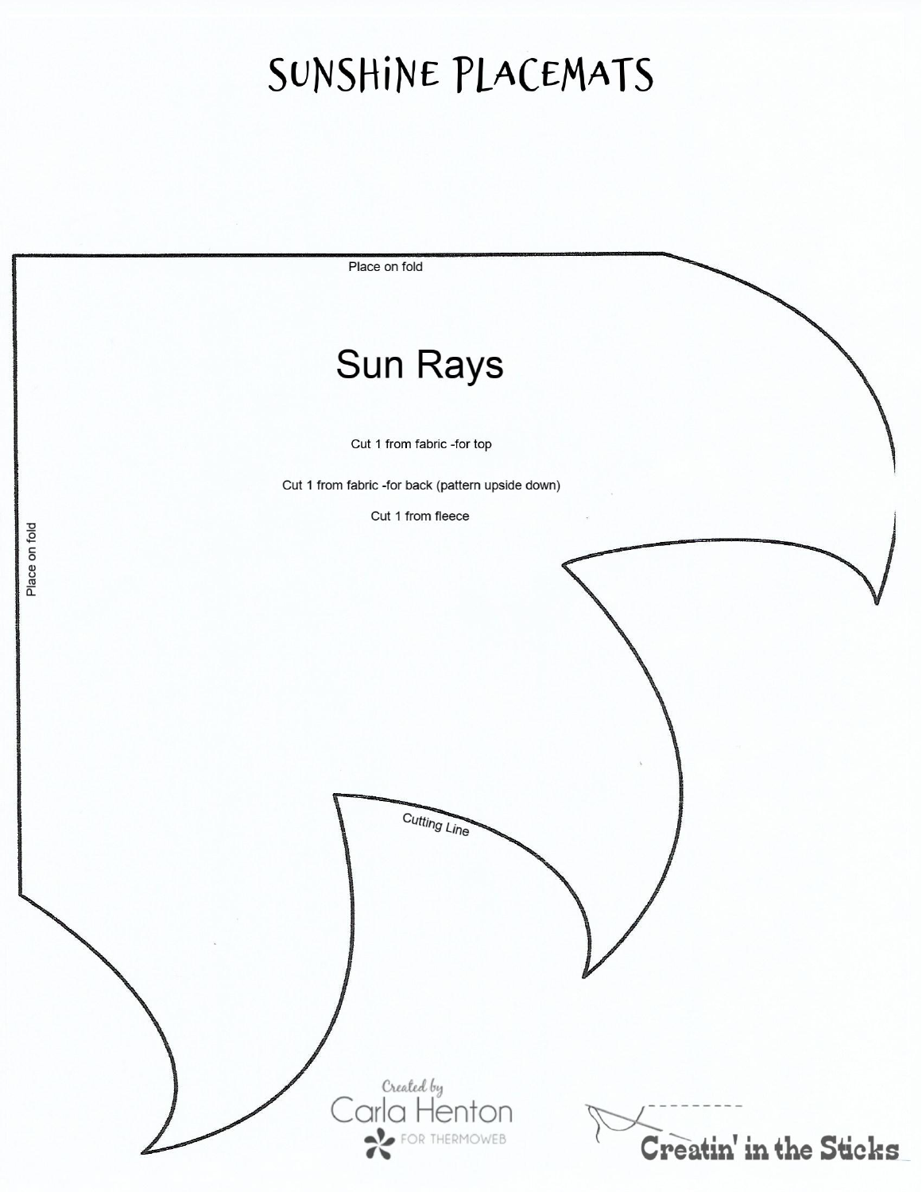# SUNSHINE PLACEMATS

Place on fold

## Sun Rays

Cut 1 from fabric -for top

Cut 1 from fabric -for back (pattern upside down)

Cut 1 from fleece

Place on fold

Cutting Line

Created by Carla Henton FOR THERMOWEB

Creatin' in the Sticks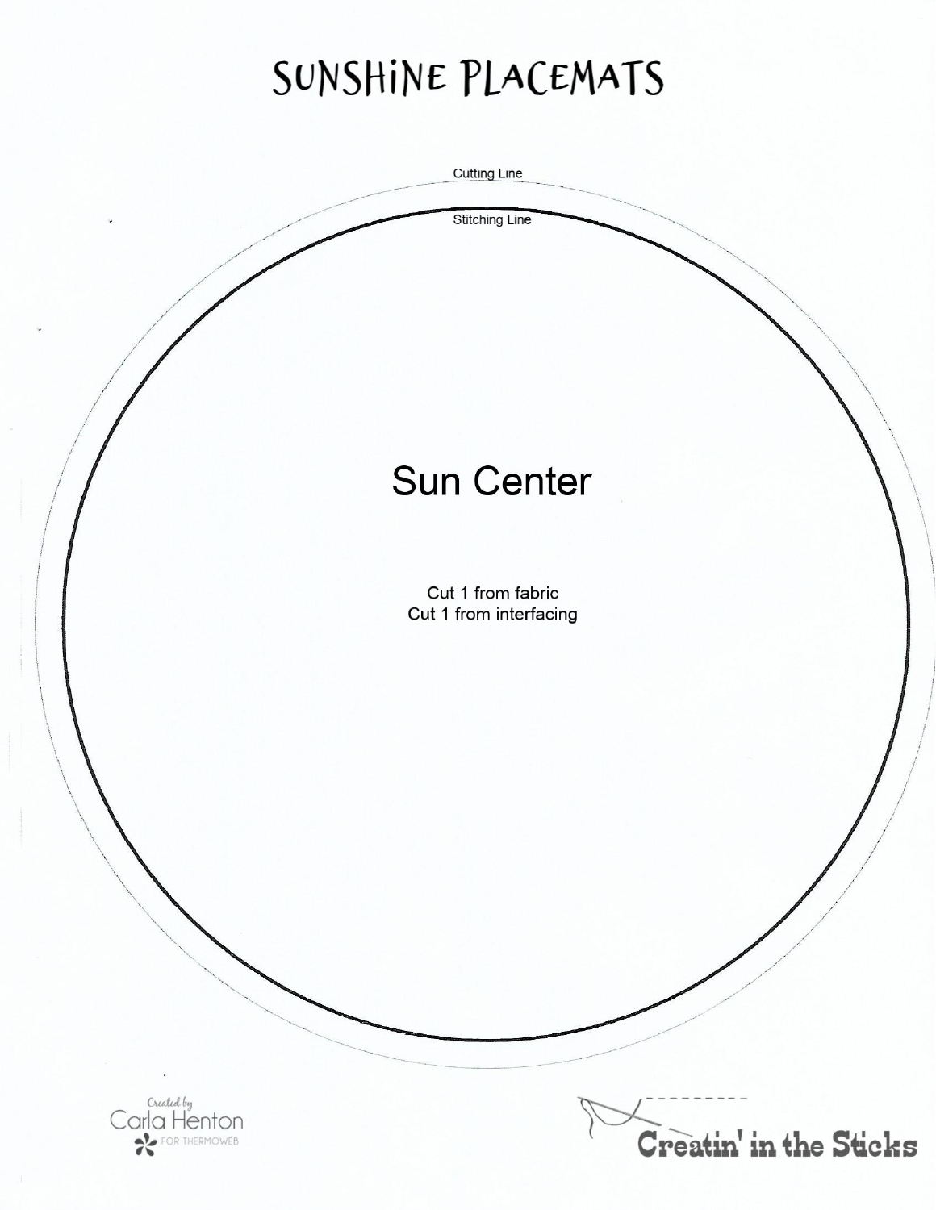# SUNSHINE PLACEMATS

Cutting Line

Stitching Line

## Sun Center

Cut 1 from fabric
Cut 1 from interfacing

Created by Carla Henton FOR THERMOWEB

Creatin' in the Sticks